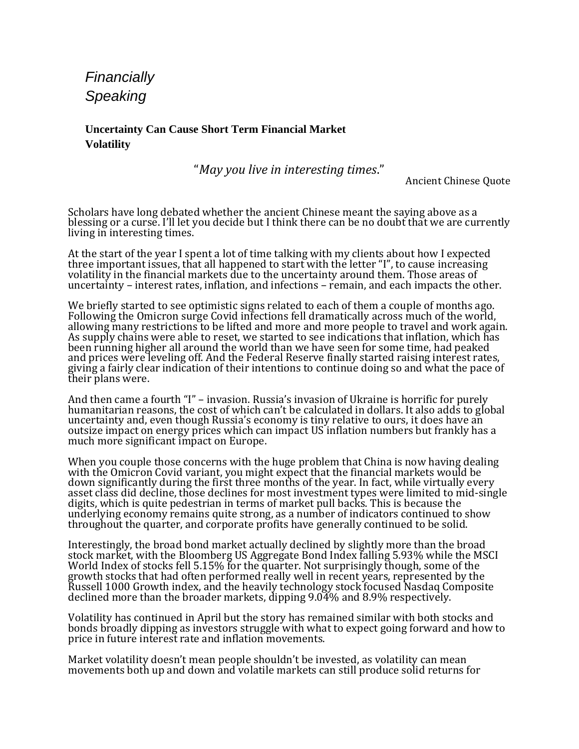*Financially Speaking*

## Uncertainty Can Cause Short Term Financial Market Volatility

"*May you live in interesting times*."

Ancient Chinese Quote

Scholars have long debated whether the ancient Chinese meant the saying above as a blessing or a curse. I'll let you decide but I think there can be no doubt that we are currently living in interesting times.

At the start of the year I spent a lot of time talking with my clients about how I expected three important issues, that all happened to start with the letter "I", to cause increasing volatility in the financial markets due to the uncertainty around them. Those areas of uncertainty – interest rates, inflation, and infections – remain, and each impacts the other.

We briefly started to see optimistic signs related to each of them a couple of months ago. Following the Omicron surge Covid infections fell dramatically across much of the world, allowing many restrictions to be lifted and more and more people to travel and work again. As supply chains were able to reset, we started to see indications that inflation, which has been running higher all around the world than we have seen for some time, had peaked and prices were leveling off. And the Federal Reserve finally started raising interest rates, giving a fairly clear indication of their intentions to continue doing so and what the pace of their plans were.

And then came a fourth "I" – invasion. Russia's invasion of Ukraine is horrific for purely humanitarian reasons, the cost of which can't be calculated in dollars. It also adds to global uncertainty and, even though Russia's economy is tiny relative to ours, it does have an outsize impact on energy prices which can impact US inflation numbers but frankly has a much more significant impact on Europe.

When you couple those concerns with the huge problem that China is now having dealing with the Omicron Covid variant, you might expect that the financial markets would be down significantly during the first three months of the year. In fact, while virtually every asset class did decline, those declines for most investment types were limited to mid-single digits, which is quite pedestrian in terms of market pull backs. This is because the underlying economy remains quite strong, as a number of indicators continued to show throughout the quarter, and corporate profits have generally continued to be solid.

Interestingly, the broad bond market actually declined by slightly more than the broad stock market, with the Bloomberg US Aggregate Bond Index falling 5.93% while the MSCI World Index of stocks fell 5.15% for the quarter. Not surprisingly though, some of the growth stocks that had often performed really well in recent years, represented by the Russell 1000 Growth index, and the heavily technology stock focused Nasdaq Composite declined more than the broader markets, dipping 9.04% and 8.9% respectively.

Volatility has continued in April but the story has remained similar with both stocks and bonds broadly dipping as investors struggle with what to expect going forward and how to price in future interest rate and inflation movements.

Market volatility doesn't mean people shouldn't be invested, as volatility can mean movements both up and down and volatile markets can still produce solid returns for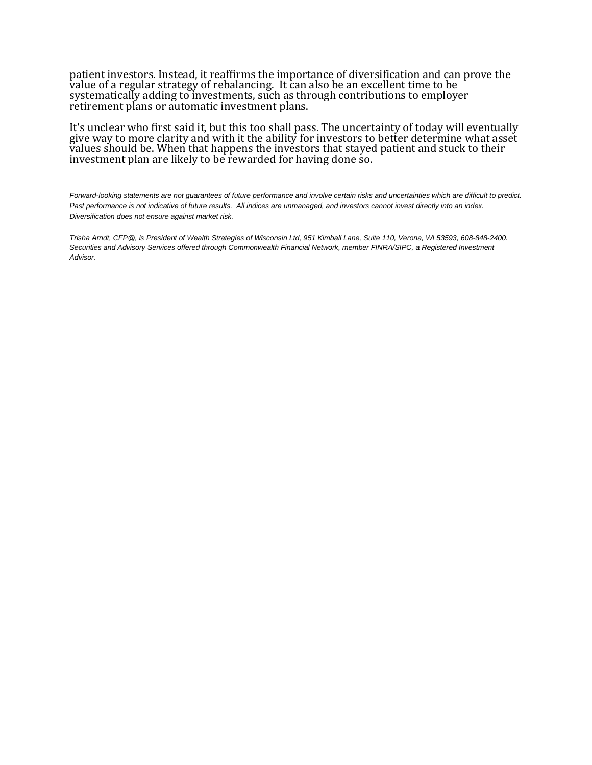patient investors. Instead, it reaffirms the importance of diversification and can prove the value of a regular strategy of rebalancing.  It can also be an excellent time to be systematically adding to investments, such as through contributions to employer retirement plans or automatic investment plans.

It's unclear who first said it, but this too shall pass. The uncertainty of today will eventually give way to more clarity and with it the ability for investors to better determine what asset values should be. When that happens the investors that stayed patient and stuck to their investment plan are likely to be rewarded for having done so.

*Forward-looking statements are not guarantees of future performance and involve certain risks and uncertainties which are difficult to predict. Past performance is not indicative of future results.  All indices are unmanaged, and investors cannot invest directly into an index. Diversification does not ensure against market risk.*

*Trisha Arndt, CFP@, is President of Wealth Strategies of Wisconsin Ltd, 951 Kimball Lane, Suite 110, Verona, WI 53593, 608-848-2400. Securities and Advisory Services offered through Commonwealth Financial Network, member FINRA/SIPC, a Registered Investment Advisor.*